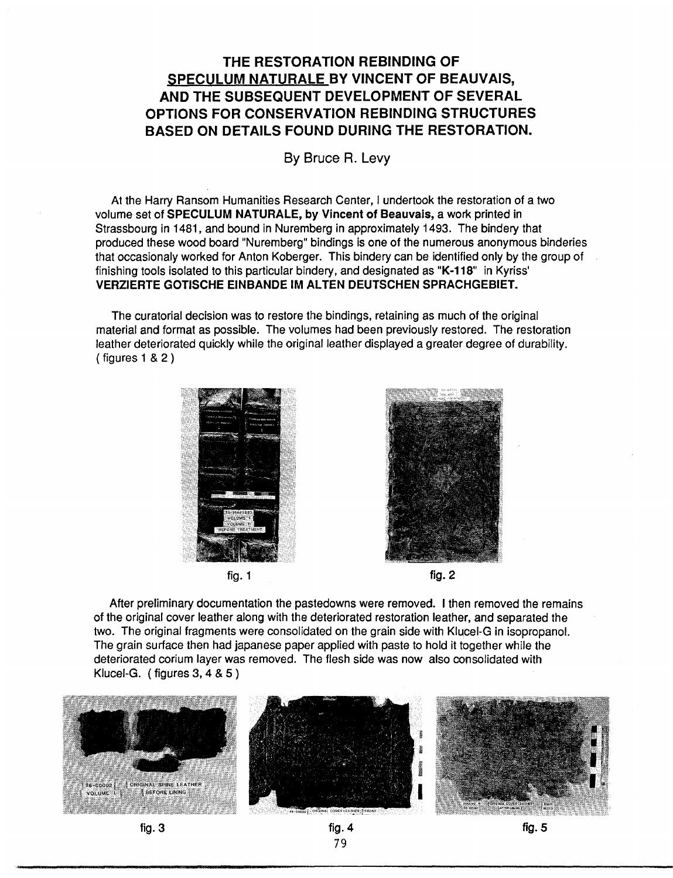# THE RESTORATION REBINDING OF SPECULUM NATURALE BY VINCENT OF BEAUVAIS, AND THE SUBSEQUENT DEVELOPMENT OF SEVERAL OPTIONS FOR CONSERVATION REBINDING STRUCTURES BASED ON DETAILS FOUND DURING THE RESTORATION.

By Bruce R. Levy

At the Harry Ransom Humanities Research Center, I undertook the restoration of a two volume set of **SPECULUM NATURALE, by Vincent of Beauvais,** a work printed in Strassbourg in 1481, and bound in Nuremberg in approximately 1493. The bindery that produced these wood board "Nuremberg" bindings is one of the numerous anonymous binderies that occasionaly worked for Anton Koberger. This bindery can be identified only by the group of finishing tools isolated to this particular bindery, and designated as **"K-118"** in Kyriss' **VERZIERTE GOTISCHE EINBANDE IM ALTEN DEUTSCHEN SPRACHGEBIET.**

The curatorial decision was to restore the bindings, retaining as much of the original material and format as possible. The volumes had been previously restored. The restoration leather deteriorated quickly while the original leather displayed a greater degree of durability. ( figures 1 & 2 )

fig. 1

fig. 2

After preliminary documentation the pastedowns were removed. I then removed the remains of the original cover leather along with the deteriorated restoration leather, and separated the two. The original fragments were consolidated on the grain side with Klucel-G in isopropanol. The grain surface then had japanese paper applied with paste to hold it together while the deteriorated corium layer was removed. The flesh side was now also consolidated with Klucel-G. ( figures 3, 4 & 5 )

fig. 3

fig. 4

fig. 5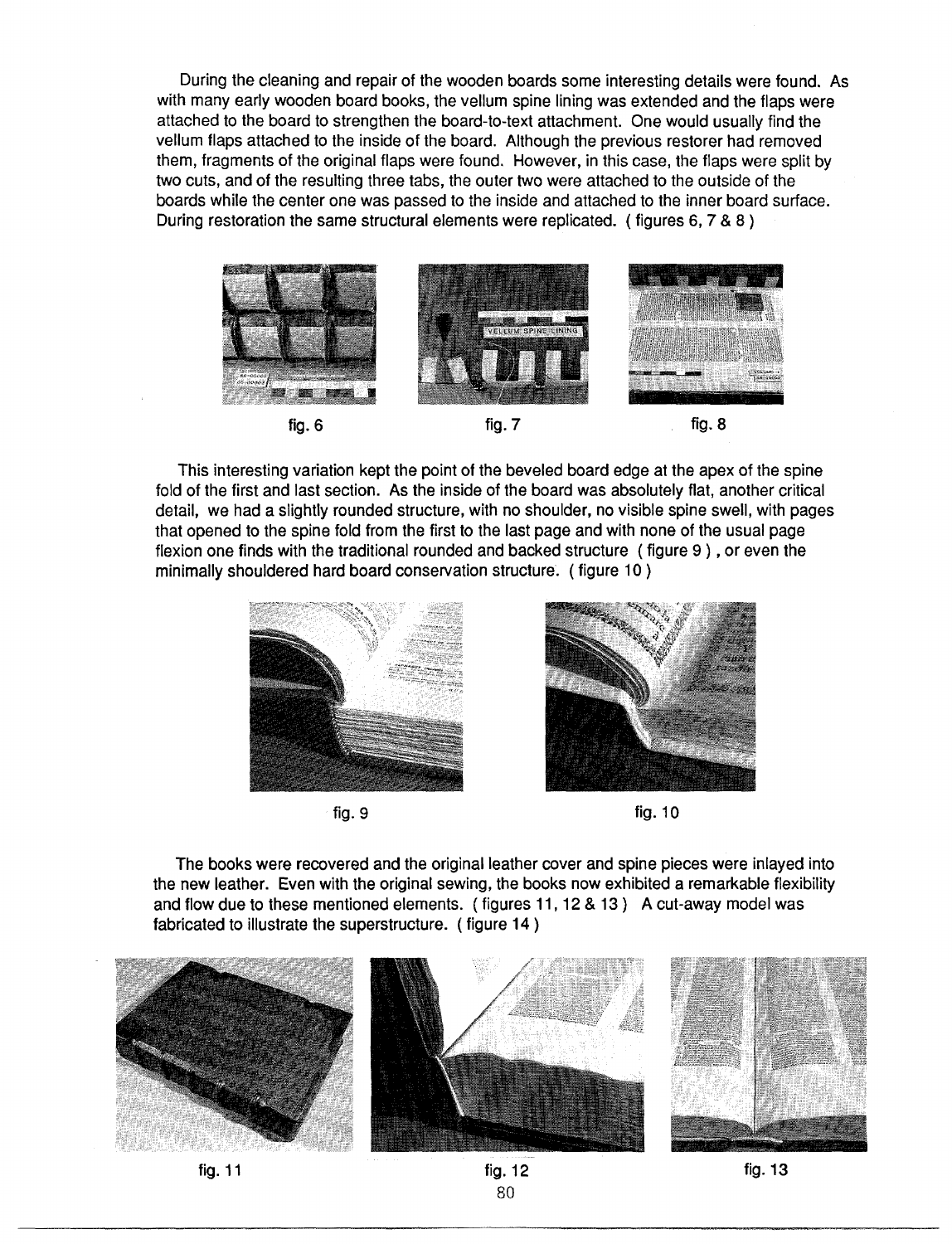During the cleaning and repair of the wooden boards some interesting details were found. As with many early wooden board books, the vellum spine lining was extended and the flaps were attached to the board to strengthen the board-to-text attachment. One would usually find the vellum flaps attached to the inside of the board. Although the previous restorer had removed them, fragments of the original flaps were found. However, in this case, the flaps were split by two cuts, and of the resulting three tabs, the outer two were attached to the outside of the boards while the center one was passed to the inside and attached to the inner board surface. During restoration the same structural elements were replicated. ( figures 6, 7 & 8 )

fig. 6

fig. 7

fig. 8

This interesting variation kept the point of the beveled board edge at the apex of the spine fold of the first and last section. As the inside of the board was absolutely flat, another critical detail, we had a slightly rounded structure, with no shoulder, no visible spine swell, with pages that opened to the spine fold from the first to the last page and with none of the usual page flexion one finds with the traditional rounded and backed structure ( figure 9 ) , or even the minimally shouldered hard board conservation structure. ( figure 10 )

fig. 9

fig. 10

The books were recovered and the original leather cover and spine pieces were inlayed into the new leather. Even with the original sewing, the books now exhibited a remarkable flexibility and flow due to these mentioned elements. ( figures 11, 12 & 13 ) A cut-away model was fabricated to illustrate the superstructure. ( figure 14 )

fig. 11

fig. 12

fig. 13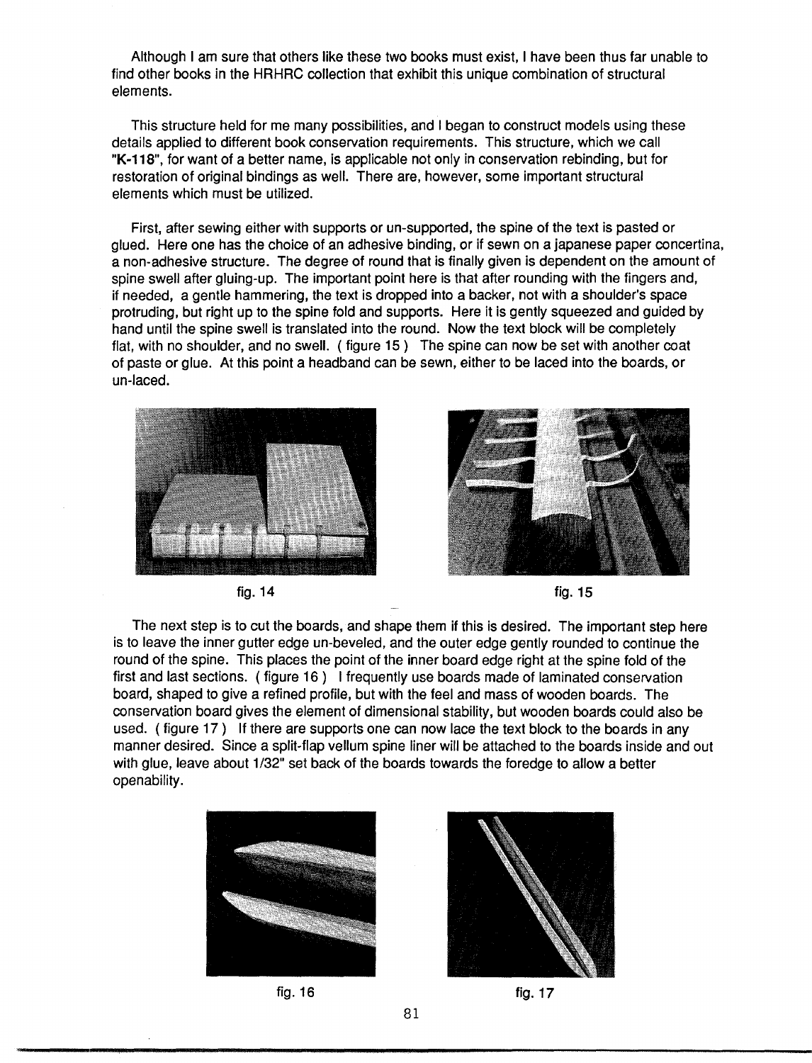Although I am sure that others like these two books must exist, I have been thus far unable to find other books in the HRHRC collection that exhibit this unique combination of structural elements.

This structure held for me many possibilities, and I began to construct models using these details applied to different book conservation requirements. This structure, which we call **"K-118"**, for want of a better name, is applicable not only in conservation rebinding, but for restoration of original bindings as well. There are, however, some important structural elements which must be utilized.

First, after sewing either with supports or un-supported, the spine of the text is pasted or glued. Here one has the choice of an adhesive binding, or if sewn on a japanese paper concertina, a non-adhesive structure. The degree of round that is finally given is dependent on the amount of spine swell after gluing-up. The important point here is that after rounding with the fingers and, if needed, a gentle hammering, the text is dropped into a backer, not with a shoulder's space protruding, but right up to the spine fold and supports. Here it is gently squeezed and guided by hand until the spine swell is translated into the round. Now the text block will be completely flat, with no shoulder, and no swell. ( figure 15 ) The spine can now be set with another coat of paste or glue. At this point a headband can be sewn, either to be laced into the boards, or un-laced.

fig. 14

fig. 15

The next step is to cut the boards, and shape them if this is desired. The important step here is to leave the inner gutter edge un-beveled, and the outer edge gently rounded to continue the round of the spine. This places the point of the inner board edge right at the spine fold of the first and last sections. ( figure 16 ) I frequently use boards made of laminated conservation board, shaped to give a refined profile, but with the feel and mass of wooden boards. The conservation board gives the element of dimensional stability, but wooden boards could also be used. ( figure 17 ) If there are supports one can now lace the text block to the boards in any manner desired. Since a split-flap vellum spine liner will be attached to the boards inside and out with glue, leave about 1/32" set back of the boards towards the foredge to allow a better openability.

fig. 16

fig. 17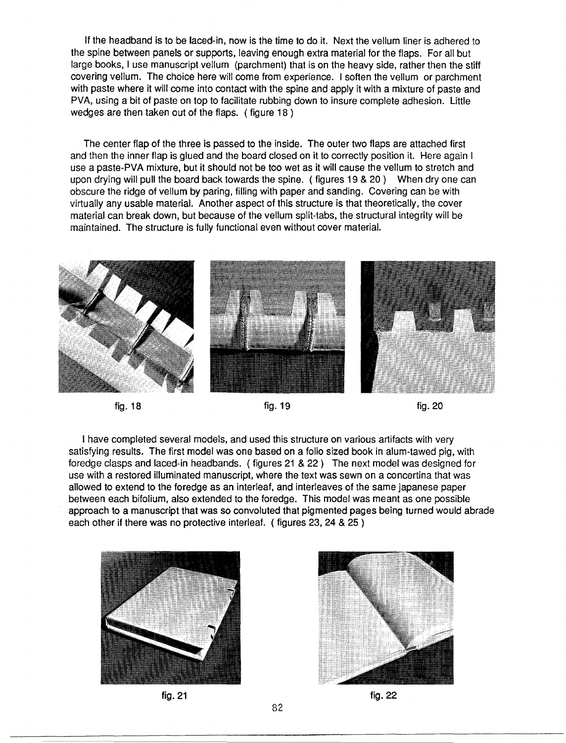If the headband is to be laced-in, now is the time to do it. Next the vellum liner is adhered to the spine between panels or supports, leaving enough extra material for the flaps. For all but large books, I use manuscript vellum (parchment) that is on the heavy side, rather then the stiff covering vellum. The choice here will come from experience. I soften the vellum or parchment with paste where it will come into contact with the spine and apply it with a mixture of paste and PVA, using a bit of paste on top to facilitate rubbing down to insure complete adhesion. Little wedges are then taken out of the flaps. ( figure 18 )

The center flap of the three is passed to the inside. The outer two flaps are attached first and then the inner flap is glued and the board closed on it to correctly position it. Here again I use a paste-PVA mixture, but it should not be too wet as it will cause the vellum to stretch and upon drying will pull the board back towards the spine. ( figures 19 & 20 ) When dry one can obscure the ridge of vellum by paring, filling with paper and sanding. Covering can be with virtually any usable material. Another aspect of this structure is that theoretically, the cover material can break down, but because of the vellum split-tabs, the structural integrity will be maintained. The structure is fully functional even without cover material.

fig. 18

fig. 19

fig. 20

I have completed several models, and used this structure on various artifacts with very satisfying results. The first model was one based on a folio sized book in alum-tawed pig, with foredge clasps and laced-in headbands. ( figures 21 & 22 ) The next model was designed for use with a restored illuminated manuscript, where the text was sewn on a concertina that was allowed to extend to the foredge as an interleaf, and interleaves of the same japanese paper between each bifolium, also extended to the foredge. This model was meant as one possible approach to a manuscript that was so convoluted that pigmented pages being turned would abrade each other if there was no protective interleaf. ( figures 23, 24 & 25 )

fig. 21

fig. 22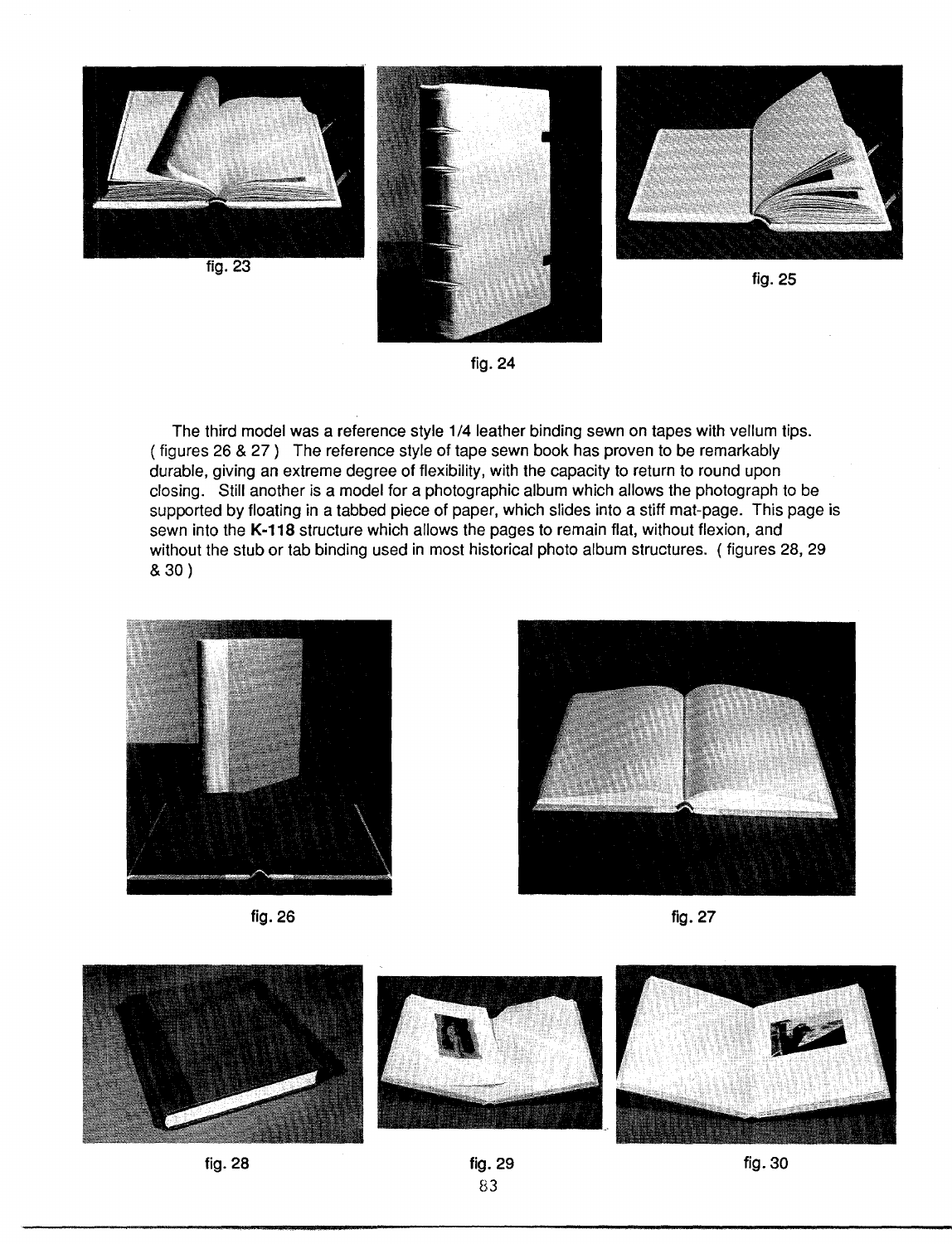fig. 23

fig. 24

fig. 25

The third model was a reference style 1/4 leather binding sewn on tapes with vellum tips. ( figures 26 & 27 ) The reference style of tape sewn book has proven to be remarkably durable, giving an extreme degree of flexibility, with the capacity to return to round upon closing. Still another is a model for a photographic album which allows the photograph to be supported by floating in a tabbed piece of paper, which slides into a stiff mat-page. This page is sewn into the **K-118** structure which allows the pages to remain flat, without flexion, and without the stub or tab binding used in most historical photo album structures. ( figures 28, 29 & 30 )

fig. 26

fig. 27

fig. 28

fig. 29

fig. 30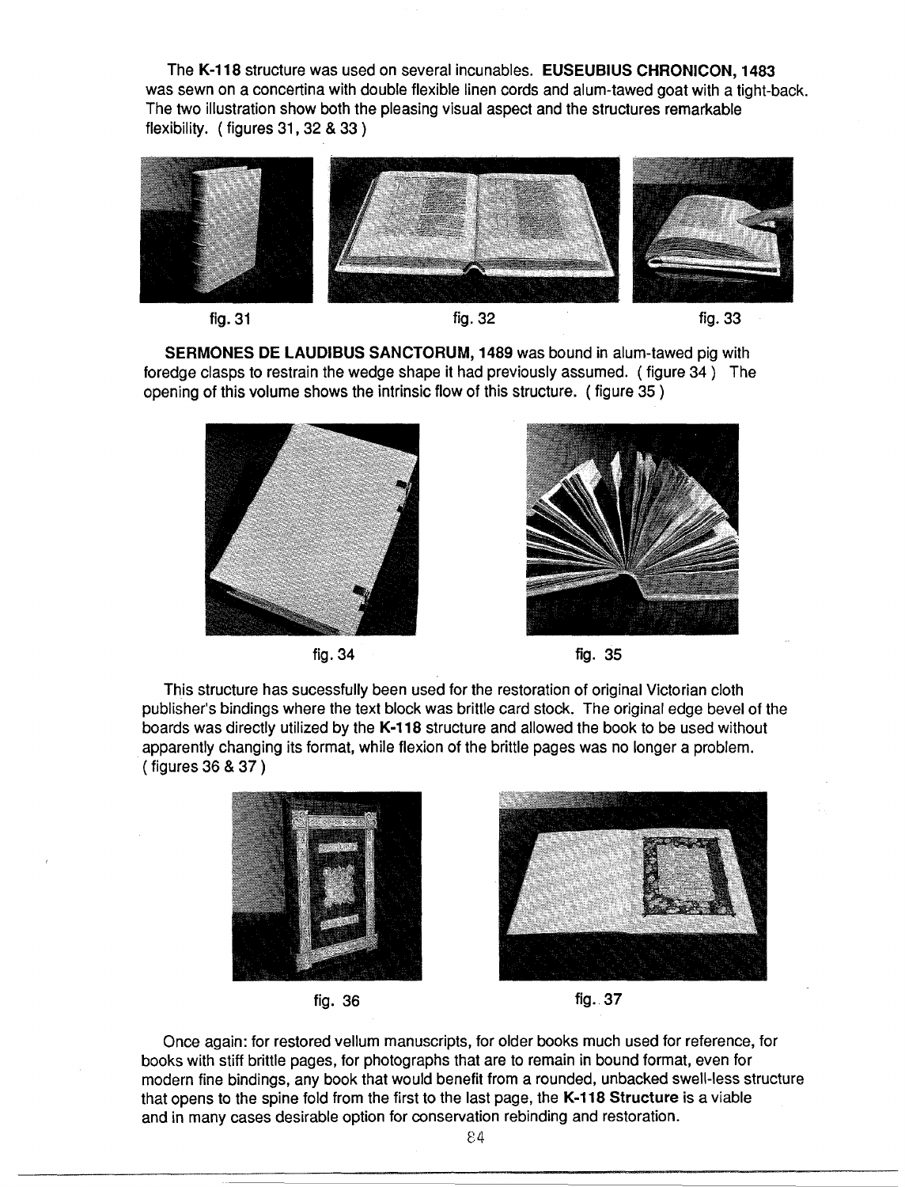The **K-118** structure was used on several incunables. **EUSEUBIUS CHRONICON, 1483** was sewn on a concertina with double flexible linen cords and alum-tawed goat with a tight-back. The two illustration show both the pleasing visual aspect and the structures remarkable flexibility. ( figures 31, 32 & 33 )

fig. 31

fig. 32

fig. 33

**SERMONES DE LAUDIBUS SANCTORUM, 1489** was bound in alum-tawed pig with foredge clasps to restrain the wedge shape it had previously assumed. ( figure 34 ) The opening of this volume shows the intrinsic flow of this structure. ( figure 35 )

fig. 34

fig. 35

This structure has sucessfully been used for the restoration of original Victorian cloth publisher's bindings where the text block was brittle card stock. The original edge bevel of the boards was directly utilized by the **K-118** structure and allowed the book to be used without apparently changing its format, while flexion of the brittle pages was no longer a problem. ( figures 36 & 37 )

fig. 36

fig. 37

Once again: for restored vellum manuscripts, for older books much used for reference, for books with stiff brittle pages, for photographs that are to remain in bound format, even for modern fine bindings, any book that would benefit from a rounded, unbacked swell-less structure that opens to the spine fold from the first to the last page, the **K-118 Structure** is a viable and in many cases desirable option for conservation rebinding and restoration.